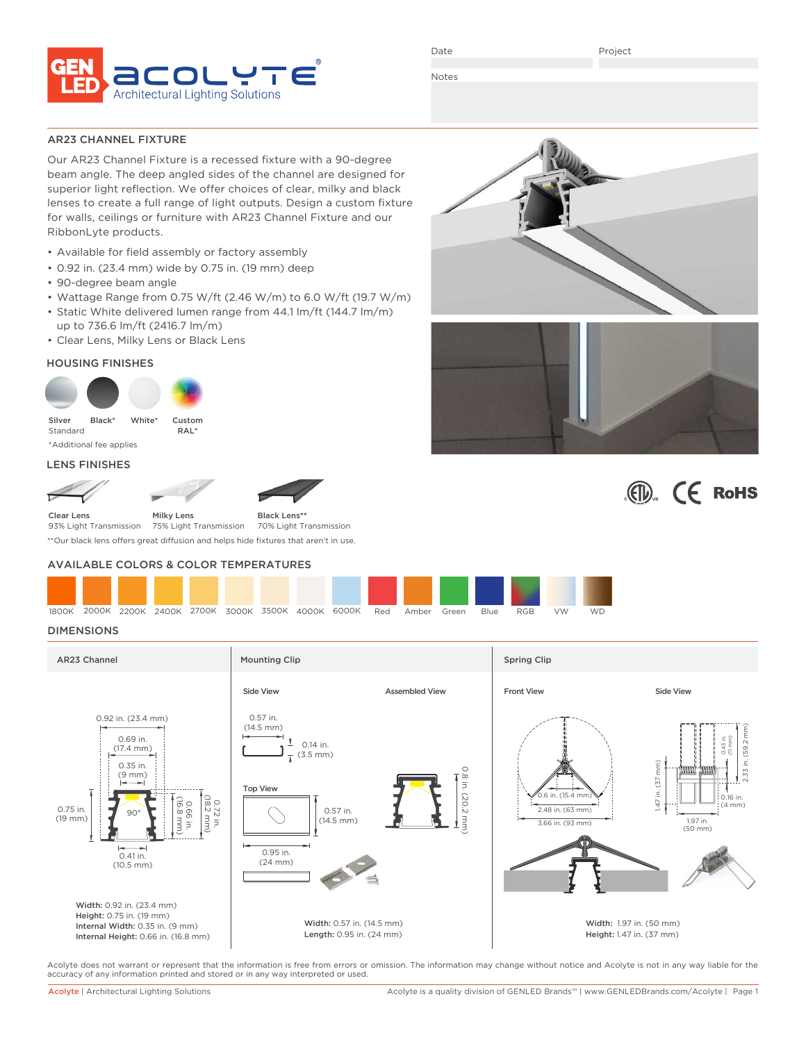GEN LED ACOLYTE® Architectural Lighting Solutions

Date | Project

Notes

## AR23 CHANNEL FIXTURE

Our AR23 Channel Fixture is a recessed fixture with a 90-degree beam angle. The deep angled sides of the channel are designed for superior light reflection. We offer choices of clear, milky and black lenses to create a full range of light outputs. Design a custom fixture for walls, ceilings or furniture with AR23 Channel Fixture and our RibbonLyte products.

- Available for field assembly or factory assembly
- 0.92 in. (23.4 mm) wide by 0.75 in. (19 mm) deep
- 90-degree beam angle
- Wattage Range from 0.75 W/ft (2.46 W/m) to 6.0 W/ft (19.7 W/m)
- Static White delivered lumen range from 44.1 lm/ft (144.7 lm/m) up to 736.6 lm/ft (2416.7 lm/m)
- Clear Lens, Milky Lens or Black Lens

### HOUSING FINISHES

Silver Standard | Black* | White* | Custom RAL*

*Additional fee applies

### LENS FINISHES

- Clear Lens – 93% Light Transmission
- Milky Lens – 75% Light Transmission
- Black Lens** – 70% Light Transmission

**Our black lens offers great diffusion and helps hide fixtures that aren't in use.

### AVAILABLE COLORS & COLOR TEMPERATURES

1800K | 2000K | 2200K | 2400K | 2700K | 3000K | 3500K | 4000K | 6000K | Red | Amber | Green | Blue | RGB | VW | WD

### DIMENSIONS

**AR23 Channel**

0.92 in. (23.4 mm); 0.69 in. (17.4 mm); 0.35 in. (9 mm); 0.75 in. (19 mm); 90°; 0.66 in. (16.8 mm); 0.72 in. (18.2 mm); 0.41 in. (10.5 mm)

**Width:** 0.92 in. (23.4 mm)
**Height:** 0.75 in. (19 mm)
**Internal Width:** 0.35 in. (9 mm)
**Internal Height:** 0.66 in. (16.8 mm)

**Mounting Clip**

Side View: 0.57 in. (14.5 mm); 0.14 in. (3.5 mm)
Top View: 0.57 in. (14.5 mm); 0.95 in. (24 mm)
Assembled View: 0.8 in. (20.2 mm)

**Width:** 0.57 in. (14.5 mm)
**Length:** 0.95 in. (24 mm)

**Spring Clip**

Front View: 0.6 in. (15.4 mm); 2.48 in. (63 mm); 3.66 in. (93 mm)
Side View: 0.43 in. (11 mm); 2.33 in. (59.2 mm); 1.47 in. (37 mm); 0.16 in. (4 mm); 1.97 in. (50 mm)

**Width:** 1.97 in. (50 mm)
**Height:** 1.47 in. (37 mm)

Acolyte does not warrant or represent that the information is free from errors or omission. The information may change without notice and Acolyte is not in any way liable for the accuracy of any information printed and stored or in any way interpreted or used.

Acolyte | Architectural Lighting Solutions — Acolyte is a quality division of GENLED Brands™ | www.GENLEDBrands.com/Acolyte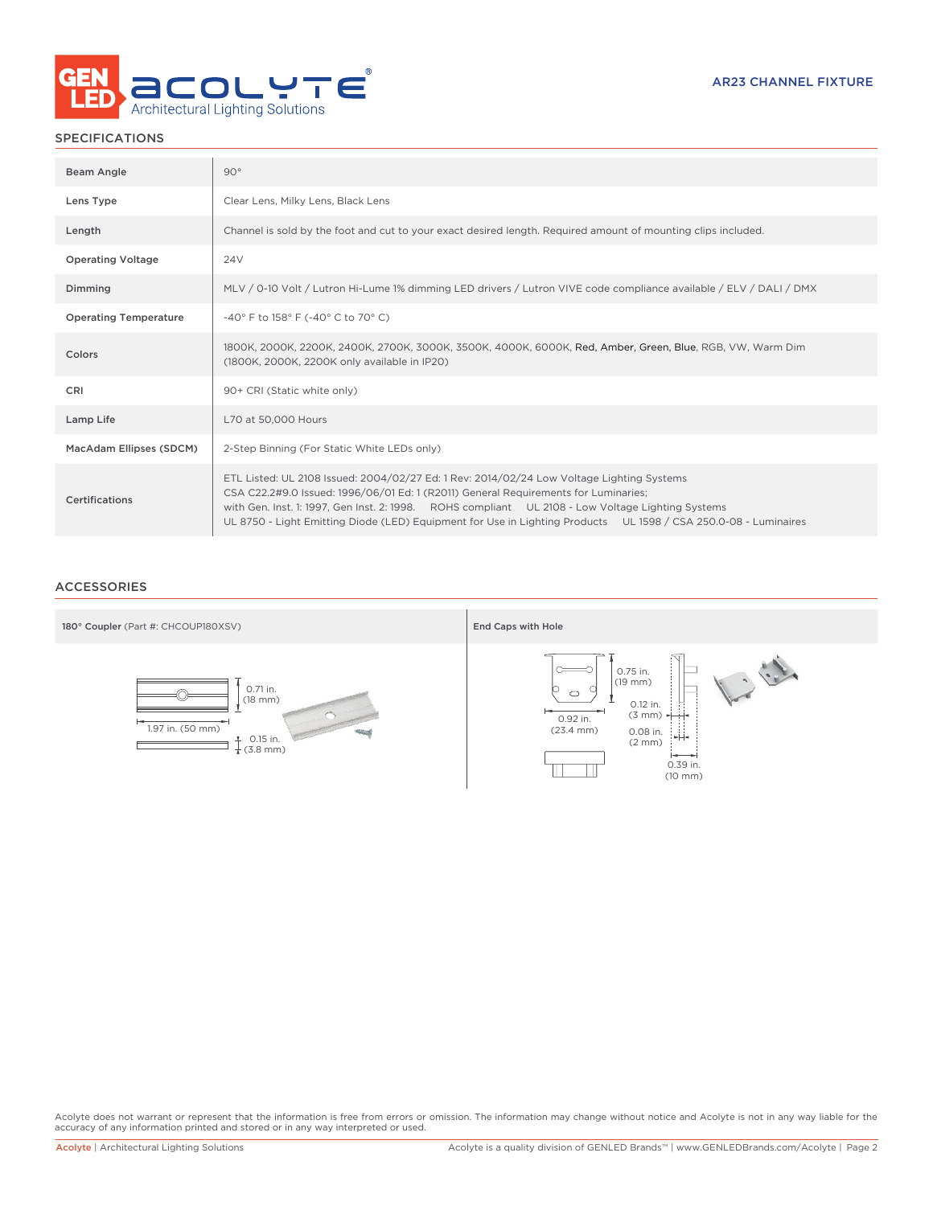## SPECIFICATIONS

| | |
|---|---|
| Beam Angle | 90° |
| Lens Type | Clear Lens, Milky Lens, Black Lens |
| Length | Channel is sold by the foot and cut to your exact desired length. Required amount of mounting clips included. |
| Operating Voltage | 24V |
| Dimming | MLV / 0-10 Volt / Lutron Hi-Lume 1% dimming LED drivers / Lutron VIVE code compliance available / ELV / DALI / DMX |
| Operating Temperature | -40° F to 158° F (-40° C to 70° C) |
| Colors | 1800K, 2000K, 2200K, 2400K, 2700K, 3000K, 3500K, 4000K, 6000K, Red, Amber, Green, Blue, RGB, VW, Warm Dim (1800K, 2000K, 2200K only available in IP20) |
| CRI | 90+ CRI (Static white only) |
| Lamp Life | L70 at 50,000 Hours |
| MacAdam Ellipses (SDCM) | 2-Step Binning (For Static White LEDs only) |
| Certifications | ETL Listed: UL 2108 Issued: 2004/02/27 Ed: 1 Rev: 2014/02/24 Low Voltage Lighting Systems<br>CSA C22.2#9.0 Issued: 1996/06/01 Ed: 1 (R2011) General Requirements for Luminaries;<br>with Gen. Inst. 1: 1997, Gen Inst. 2: 1998. ROHS compliant UL 2108 - Low Voltage Lighting Systems<br>UL 8750 - Light Emitting Diode (LED) Equipment for Use in Lighting Products UL 1598 / CSA 250.0-08 - Luminaires |

## ACCESSORIES

**180° Coupler** (Part #: CHCOUP180XSV)

0.71 in. (18 mm)

1.97 in. (50 mm)

0.15 in. (3.8 mm)

**End Caps with Hole**

0.75 in. (19 mm)

0.92 in. (23.4 mm)

0.12 in. (3 mm)

0.08 in. (2 mm)

0.39 in. (10 mm)

Acolyte does not warrant or represent that the information is free from errors or omission. The information may change without notice and Acolyte is not in any way liable for the accuracy of any information printed and stored or in any way interpreted or used.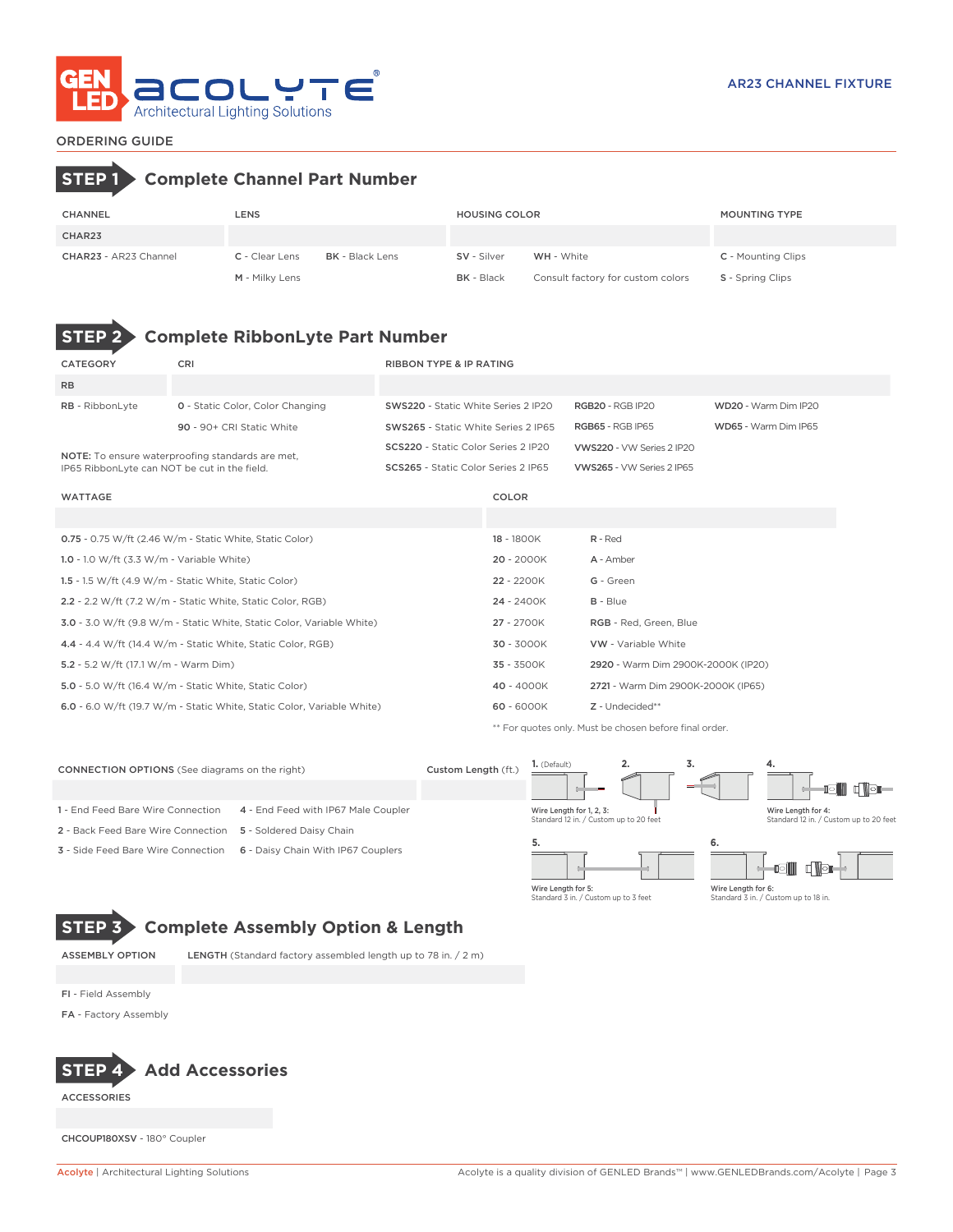AR23 CHANNEL FIXTURE

## ORDERING GUIDE

## STEP 1 Complete Channel Part Number

| CHANNEL | LENS | | HOUSING COLOR | | MOUNTING TYPE |
|---|---|---|---|---|---|
| CHAR23 | | | | | |
| CHAR23 - AR23 Channel | C - Clear Lens | BK - Black Lens | SV - Silver | WH - White | C - Mounting Clips |
| | M - Milky Lens | | BK - Black | Consult factory for custom colors | S - Spring Clips |

## STEP 2 Complete RibbonLyte Part Number

| CATEGORY | CRI | RIBBON TYPE & IP RATING | | |
|---|---|---|---|---|
| RB | | | | |
| RB - RibbonLyte | 0 - Static Color, Color Changing | SWS220 - Static White Series 2 IP20 | RGB20 - RGB IP20 | WD20 - Warm Dim IP20 |
| | 90 - 90+ CRI Static White | SWS265 - Static White Series 2 IP65 | RGB65 - RGB IP65 | WD65 - Warm Dim IP65 |
| | | SCS220 - Static Color Series 2 IP20 | VWS220 - VW Series 2 IP20 | |
| | | SCS265 - Static Color Series 2 IP65 | VWS265 - VW Series 2 IP65 | |

**NOTE:** To ensure waterproofing standards are met, IP65 RibbonLyte can NOT be cut in the field.

| WATTAGE | COLOR | |
|---|---|---|
| | | |
| 0.75 - 0.75 W/ft (2.46 W/m - Static White, Static Color) | 18 - 1800K | R - Red |
| 1.0 - 1.0 W/ft (3.3 W/m - Variable White) | 20 - 2000K | A - Amber |
| 1.5 - 1.5 W/ft (4.9 W/m - Static White, Static Color) | 22 - 2200K | G - Green |
| 2.2 - 2.2 W/ft (7.2 W/m - Static White, Static Color, RGB) | 24 - 2400K | B - Blue |
| 3.0 - 3.0 W/ft (9.8 W/m - Static White, Static Color, Variable White) | 27 - 2700K | RGB - Red, Green, Blue |
| 4.4 - 4.4 W/ft (14.4 W/m - Static White, Static Color, RGB) | 30 - 3000K | VW - Variable White |
| 5.2 - 5.2 W/ft (17.1 W/m - Warm Dim) | 35 - 3500K | 2920 - Warm Dim 2900K-2000K (IP20) |
| 5.0 - 5.0 W/ft (16.4 W/m - Static White, Static Color) | 40 - 4000K | 2721 - Warm Dim 2900K-2000K (IP65) |
| 6.0 - 6.0 W/ft (19.7 W/m - Static White, Static Color, Variable White) | 60 - 6000K | Z - Undecided** |

** For quotes only. Must be chosen before final order.

| CONNECTION OPTIONS (See diagrams on the right) | | Custom Length (ft.) |
|---|---|---|
| | | |
| 1 - End Feed Bare Wire Connection | 4 - End Feed with IP67 Male Coupler | |
| 2 - Back Feed Bare Wire Connection | 5 - Soldered Daisy Chain | |
| 3 - Side Feed Bare Wire Connection | 6 - Daisy Chain With IP67 Couplers | |

1. (Default) 2. 3. 4.

Wire Length for 1, 2, 3: Standard 12 in. / Custom up to 20 feet

Wire Length for 4: Standard 12 in. / Custom up to 20 feet

5. 6.

Wire Length for 5: Standard 3 in. / Custom up to 3 feet

Wire Length for 6: Standard 3 in. / Custom up to 18 in.

## STEP 3 Complete Assembly Option & Length

| ASSEMBLY OPTION | LENGTH (Standard factory assembled length up to 78 in. / 2 m) |
|---|---|
| | |
| FI - Field Assembly | |
| FA - Factory Assembly | |

## STEP 4 Add Accessories

| ACCESSORIES |
|---|
| |
| CHCOUP180XSV - 180° Coupler |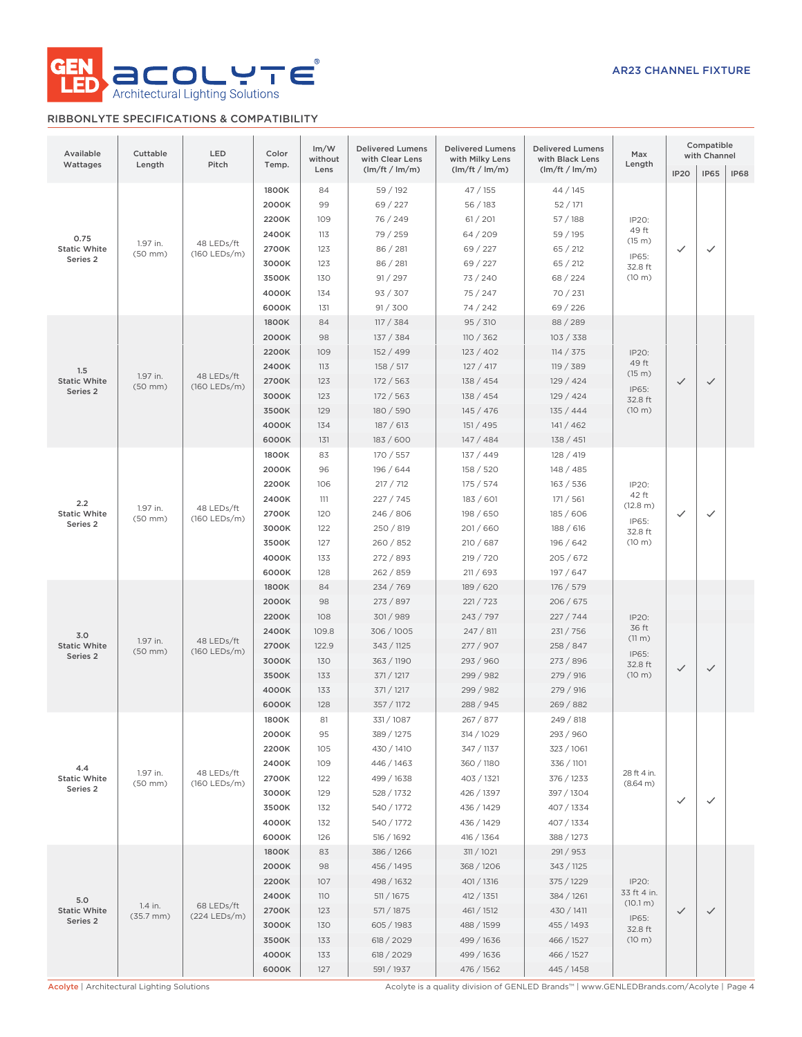AR23 CHANNEL FIXTURE

## RIBBONLYTE SPECIFICATIONS & COMPATIBILITY

| Available Wattages | Cuttable Length | LED Pitch | Color Temp. | lm/W without Lens | Delivered Lumens with Clear Lens (lm/ft / lm/m) | Delivered Lumens with Milky Lens (lm/ft / lm/m) | Delivered Lumens with Black Lens (lm/ft / lm/m) | Max Length | Compatible with Channel | | |
|---|---|---|---|---|---|---|---|---|---|---|---|
| | | | | | | | | | IP20 | IP65 | IP68 |
| 0.75 Static White Series 2 | 1.97 in. (50 mm) | 48 LEDs/ft (160 LEDs/m) | 1800K | 84 | 59 / 192 | 47 / 155 | 44 / 145 | IP20: 49 ft (15 m) IP65: 32.8 ft (10 m) | ✓ | ✓ | |
| | | | 2000K | 99 | 69 / 227 | 56 / 183 | 52 / 171 | | | | |
| | | | 2200K | 109 | 76 / 249 | 61 / 201 | 57 / 188 | | | | |
| | | | 2400K | 113 | 79 / 259 | 64 / 209 | 59 / 195 | | | | |
| | | | 2700K | 123 | 86 / 281 | 69 / 227 | 65 / 212 | | | | |
| | | | 3000K | 123 | 86 / 281 | 69 / 227 | 65 / 212 | | | | |
| | | | 3500K | 130 | 91 / 297 | 73 / 240 | 68 / 224 | | | | |
| | | | 4000K | 134 | 93 / 307 | 75 / 247 | 70 / 231 | | | | |
| | | | 6000K | 131 | 91 / 300 | 74 / 242 | 69 / 226 | | | | |
| 1.5 Static White Series 2 | 1.97 in. (50 mm) | 48 LEDs/ft (160 LEDs/m) | 1800K | 84 | 117 / 384 | 95 / 310 | 88 / 289 | IP20: 49 ft (15 m) IP65: 32.8 ft (10 m) | ✓ | ✓ | |
| | | | 2000K | 98 | 137 / 384 | 110 / 362 | 103 / 338 | | | | |
| | | | 2200K | 109 | 152 / 499 | 123 / 402 | 114 / 375 | | | | |
| | | | 2400K | 113 | 158 / 517 | 127 / 417 | 119 / 389 | | | | |
| | | | 2700K | 123 | 172 / 563 | 138 / 454 | 129 / 424 | | | | |
| | | | 3000K | 123 | 172 / 563 | 138 / 454 | 129 / 424 | | | | |
| | | | 3500K | 129 | 180 / 590 | 145 / 476 | 135 / 444 | | | | |
| | | | 4000K | 134 | 187 / 613 | 151 / 495 | 141 / 462 | | | | |
| | | | 6000K | 131 | 183 / 600 | 147 / 484 | 138 / 451 | | | | |
| 2.2 Static White Series 2 | 1.97 in. (50 mm) | 48 LEDs/ft (160 LEDs/m) | 1800K | 83 | 170 / 557 | 137 / 449 | 128 / 419 | IP20: 42 ft (12.8 m) IP65: 32.8 ft (10 m) | ✓ | ✓ | |
| | | | 2000K | 96 | 196 / 644 | 158 / 520 | 148 / 485 | | | | |
| | | | 2200K | 106 | 217 / 712 | 175 / 574 | 163 / 536 | | | | |
| | | | 2400K | 111 | 227 / 745 | 183 / 601 | 171 / 561 | | | | |
| | | | 2700K | 120 | 246 / 806 | 198 / 650 | 185 / 606 | | | | |
| | | | 3000K | 122 | 250 / 819 | 201 / 660 | 188 / 616 | | | | |
| | | | 3500K | 127 | 260 / 852 | 210 / 687 | 196 / 642 | | | | |
| | | | 4000K | 133 | 272 / 893 | 219 / 720 | 205 / 672 | | | | |
| | | | 6000K | 128 | 262 / 859 | 211 / 693 | 197 / 647 | | | | |
| 3.0 Static White Series 2 | 1.97 in. (50 mm) | 48 LEDs/ft (160 LEDs/m) | 1800K | 84 | 234 / 769 | 189 / 620 | 176 / 579 | IP20: 36 ft (11 m) IP65: 32.8 ft (10 m) | ✓ | ✓ | |
| | | | 2000K | 98 | 273 / 897 | 221 / 723 | 206 / 675 | | | | |
| | | | 2200K | 108 | 301 / 989 | 243 / 797 | 227 / 744 | | | | |
| | | | 2400K | 109.8 | 306 / 1005 | 247 / 811 | 231 / 756 | | | | |
| | | | 2700K | 122.9 | 343 / 1125 | 277 / 907 | 258 / 847 | | | | |
| | | | 3000K | 130 | 363 / 1190 | 293 / 960 | 273 / 896 | | | | |
| | | | 3500K | 133 | 371 / 1217 | 299 / 982 | 279 / 916 | | | | |
| | | | 4000K | 133 | 371 / 1217 | 299 / 982 | 279 / 916 | | | | |
| | | | 6000K | 128 | 357 / 1172 | 288 / 945 | 269 / 882 | | | | |
| 4.4 Static White Series 2 | 1.97 in. (50 mm) | 48 LEDs/ft (160 LEDs/m) | 1800K | 81 | 331 / 1087 | 267 / 877 | 249 / 818 | 28 ft 4 in. (8.64 m) | ✓ | ✓ | |
| | | | 2000K | 95 | 389 / 1275 | 314 / 1029 | 293 / 960 | | | | |
| | | | 2200K | 105 | 430 / 1410 | 347 / 1137 | 323 / 1061 | | | | |
| | | | 2400K | 109 | 446 / 1463 | 360 / 1180 | 336 / 1101 | | | | |
| | | | 2700K | 122 | 499 / 1638 | 403 / 1321 | 376 / 1233 | | | | |
| | | | 3000K | 129 | 528 / 1732 | 426 / 1397 | 397 / 1304 | | | | |
| | | | 3500K | 132 | 540 / 1772 | 436 / 1429 | 407 / 1334 | | | | |
| | | | 4000K | 132 | 540 / 1772 | 436 / 1429 | 407 / 1334 | | | | |
| | | | 6000K | 126 | 516 / 1692 | 416 / 1364 | 388 / 1273 | | | | |
| 5.0 Static White Series 2 | 1.4 in. (35.7 mm) | 68 LEDs/ft (224 LEDs/m) | 1800K | 83 | 386 / 1266 | 311 / 1021 | 291 / 953 | IP20: 33 ft 4 in. (10.1 m) IP65: 32.8 ft (10 m) | ✓ | ✓ | |
| | | | 2000K | 98 | 456 / 1495 | 368 / 1206 | 343 / 1125 | | | | |
| | | | 2200K | 107 | 498 / 1632 | 401 / 1316 | 375 / 1229 | | | | |
| | | | 2400K | 110 | 511 / 1675 | 412 / 1351 | 384 / 1261 | | | | |
| | | | 2700K | 123 | 571 / 1875 | 461 / 1512 | 430 / 1411 | | | | |
| | | | 3000K | 130 | 605 / 1983 | 488 / 1599 | 455 / 1493 | | | | |
| | | | 3500K | 133 | 618 / 2029 | 499 / 1636 | 466 / 1527 | | | | |
| | | | 4000K | 133 | 618 / 2029 | 499 / 1636 | 466 / 1527 | | | | |
| | | | 6000K | 127 | 591 / 1937 | 476 / 1562 | 445 / 1458 | | | | |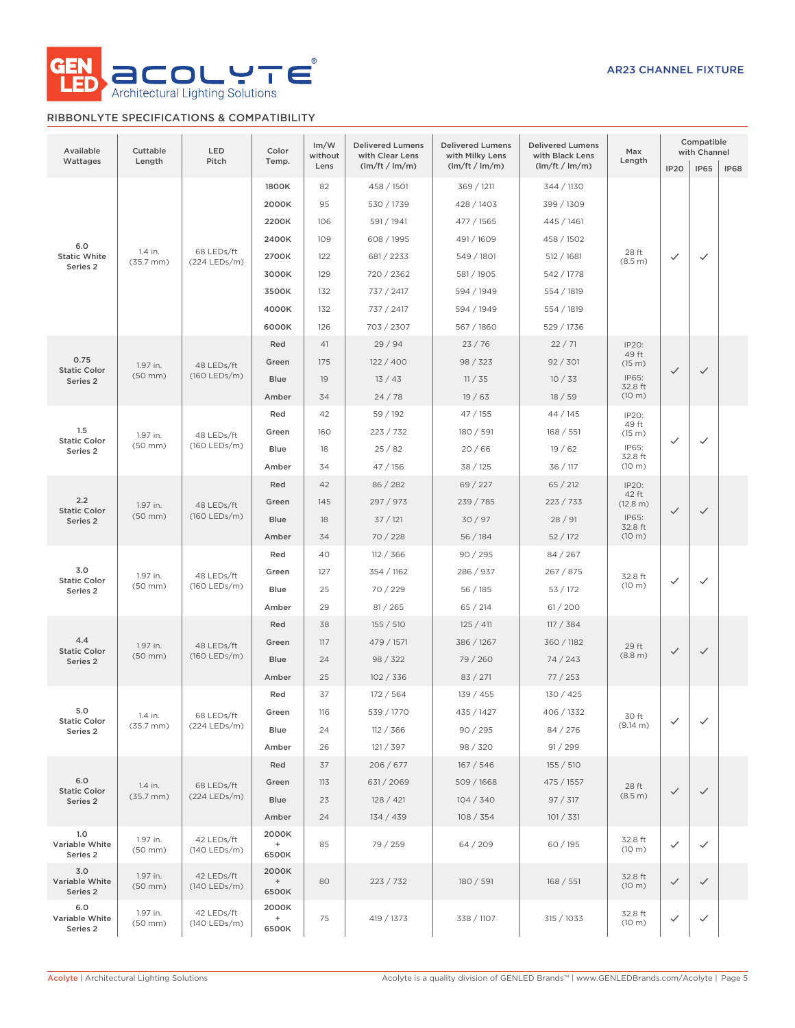AR23 CHANNEL FIXTURE

## RIBBONLYTE SPECIFICATIONS & COMPATIBILITY

| Available Wattages | Cuttable Length | LED Pitch | Color Temp. | lm/W without Lens | Delivered Lumens with Clear Lens (lm/ft / lm/m) | Delivered Lumens with Milky Lens (lm/ft / lm/m) | Delivered Lumens with Black Lens (lm/ft / lm/m) | Max Length | Compatible with Channel | | |
|---|---|---|---|---|---|---|---|---|---|---|---|
| | | | | | | | | | IP20 | IP65 | IP68 |
| 6.0 Static White Series 2 | 1.4 in. (35.7 mm) | 68 LEDs/ft (224 LEDs/m) | 1800K | 82 | 458 / 1501 | 369 / 1211 | 344 / 1130 | 28 ft (8.5 m) | ✓ | ✓ | |
| | | | 2000K | 95 | 530 / 1739 | 428 / 1403 | 399 / 1309 | | | | |
| | | | 2200K | 106 | 591 / 1941 | 477 / 1565 | 445 / 1461 | | | | |
| | | | 2400K | 109 | 608 / 1995 | 491 / 1609 | 458 / 1502 | | | | |
| | | | 2700K | 122 | 681 / 2233 | 549 / 1801 | 512 / 1681 | | | | |
| | | | 3000K | 129 | 720 / 2362 | 581 / 1905 | 542 / 1778 | | | | |
| | | | 3500K | 132 | 737 / 2417 | 594 / 1949 | 554 / 1819 | | | | |
| | | | 4000K | 132 | 737 / 2417 | 594 / 1949 | 554 / 1819 | | | | |
| | | | 6000K | 126 | 703 / 2307 | 567 / 1860 | 529 / 1736 | | | | |
| 0.75 Static Color Series 2 | 1.97 in. (50 mm) | 48 LEDs/ft (160 LEDs/m) | Red | 41 | 29 / 94 | 23 / 76 | 22 / 71 | IP20: 49 ft (15 m) IP65: 32.8 ft (10 m) | ✓ | ✓ | |
| | | | Green | 175 | 122 / 400 | 98 / 323 | 92 / 301 | | | | |
| | | | Blue | 19 | 13 / 43 | 11 / 35 | 10 / 33 | | | | |
| | | | Amber | 34 | 24 / 78 | 19 / 63 | 18 / 59 | | | | |
| 1.5 Static Color Series 2 | 1.97 in. (50 mm) | 48 LEDs/ft (160 LEDs/m) | Red | 42 | 59 / 192 | 47 / 155 | 44 / 145 | IP20: 49 ft (15 m) IP65: 32.8 ft (10 m) | ✓ | ✓ | |
| | | | Green | 160 | 223 / 732 | 180 / 591 | 168 / 551 | | | | |
| | | | Blue | 18 | 25 / 82 | 20 / 66 | 19 / 62 | | | | |
| | | | Amber | 34 | 47 / 156 | 38 / 125 | 36 / 117 | | | | |
| 2.2 Static Color Series 2 | 1.97 in. (50 mm) | 48 LEDs/ft (160 LEDs/m) | Red | 42 | 86 / 282 | 69 / 227 | 65 / 212 | IP20: 42 ft (12.8 m) IP65: 32.8 ft (10 m) | ✓ | ✓ | |
| | | | Green | 145 | 297 / 973 | 239 / 785 | 223 / 733 | | | | |
| | | | Blue | 18 | 37 / 121 | 30 / 97 | 28 / 91 | | | | |
| | | | Amber | 34 | 70 / 228 | 56 / 184 | 52 / 172 | | | | |
| 3.0 Static Color Series 2 | 1.97 in. (50 mm) | 48 LEDs/ft (160 LEDs/m) | Red | 40 | 112 / 366 | 90 / 295 | 84 / 267 | 32.8 ft (10 m) | ✓ | ✓ | |
| | | | Green | 127 | 354 / 1162 | 286 / 937 | 267 / 875 | | | | |
| | | | Blue | 25 | 70 / 229 | 56 / 185 | 53 / 172 | | | | |
| | | | Amber | 29 | 81 / 265 | 65 / 214 | 61 / 200 | | | | |
| 4.4 Static Color Series 2 | 1.97 in. (50 mm) | 48 LEDs/ft (160 LEDs/m) | Red | 38 | 155 / 510 | 125 / 411 | 117 / 384 | 29 ft (8.8 m) | ✓ | ✓ | |
| | | | Green | 117 | 479 / 1571 | 386 / 1267 | 360 / 1182 | | | | |
| | | | Blue | 24 | 98 / 322 | 79 / 260 | 74 / 243 | | | | |
| | | | Amber | 25 | 102 / 336 | 83 / 271 | 77 / 253 | | | | |
| 5.0 Static Color Series 2 | 1.4 in. (35.7 mm) | 68 LEDs/ft (224 LEDs/m) | Red | 37 | 172 / 564 | 139 / 455 | 130 / 425 | 30 ft (9.14 m) | ✓ | ✓ | |
| | | | Green | 116 | 539 / 1770 | 435 / 1427 | 406 / 1332 | | | | |
| | | | Blue | 24 | 112 / 366 | 90 / 295 | 84 / 276 | | | | |
| | | | Amber | 26 | 121 / 397 | 98 / 320 | 91 / 299 | | | | |
| 6.0 Static Color Series 2 | 1.4 in. (35.7 mm) | 68 LEDs/ft (224 LEDs/m) | Red | 37 | 206 / 677 | 167 / 546 | 155 / 510 | 28 ft (8.5 m) | ✓ | ✓ | |
| | | | Green | 113 | 631 / 2069 | 509 / 1668 | 475 / 1557 | | | | |
| | | | Blue | 23 | 128 / 421 | 104 / 340 | 97 / 317 | | | | |
| | | | Amber | 24 | 134 / 439 | 108 / 354 | 101 / 331 | | | | |
| 1.0 Variable White Series 2 | 1.97 in. (50 mm) | 42 LEDs/ft (140 LEDs/m) | 2000K + 6500K | 85 | 79 / 259 | 64 / 209 | 60 / 195 | 32.8 ft (10 m) | ✓ | ✓ | |
| 3.0 Variable White Series 2 | 1.97 in. (50 mm) | 42 LEDs/ft (140 LEDs/m) | 2000K + 6500K | 80 | 223 / 732 | 180 / 591 | 168 / 551 | 32.8 ft (10 m) | ✓ | ✓ | |
| 6.0 Variable White Series 2 | 1.97 in. (50 mm) | 42 LEDs/ft (140 LEDs/m) | 2000K + 6500K | 75 | 419 / 1373 | 338 / 1107 | 315 / 1033 | 32.8 ft (10 m) | ✓ | ✓ | |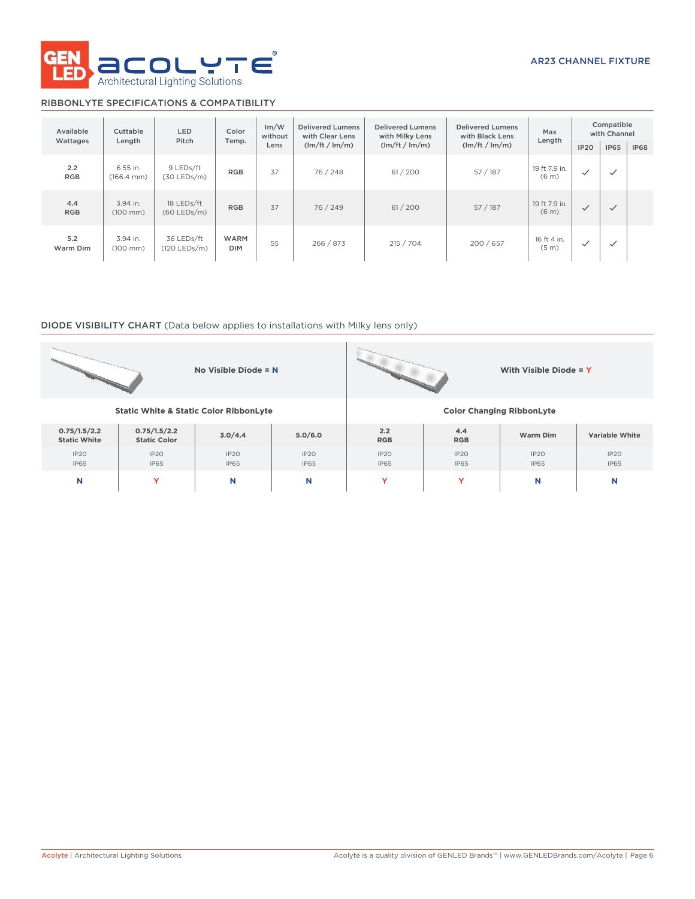## RIBBONLYTE SPECIFICATIONS & COMPATIBILITY

| Available Wattages | Cuttable Length | LED Pitch | Color Temp. | lm/W without Lens | Delivered Lumens with Clear Lens (lm/ft / lm/m) | Delivered Lumens with Milky Lens (lm/ft / lm/m) | Delivered Lumens with Black Lens (lm/ft / lm/m) | Max Length | Compatible with Channel | | |
|---|---|---|---|---|---|---|---|---|---|---|---|
| | | | | | | | | | IP20 | IP65 | IP68 |
| 2.2 RGB | 6.55 in. (166.4 mm) | 9 LEDs/ft (30 LEDs/m) | RGB | 37 | 76 / 248 | 61 / 200 | 57 / 187 | 19 ft 7.9 in. (6 m) | ✓ | ✓ | |
| 4.4 RGB | 3.94 in. (100 mm) | 18 LEDs/ft (60 LEDs/m) | RGB | 37 | 76 / 249 | 61 / 200 | 57 / 187 | 19 ft 7.9 in. (6 m) | ✓ | ✓ | |
| 5.2 Warm Dim | 3.94 in. (100 mm) | 36 LEDs/ft (120 LEDs/m) | WARM DIM | 55 | 266 / 873 | 215 / 704 | 200 / 657 | 16 ft 4 in. (5 m) | ✓ | ✓ | |

## DIODE VISIBILITY CHART (Data below applies to installations with Milky lens only)

No Visible Diode = N

With Visible Diode = Y

| Static White & Static Color RibbonLyte | | | | Color Changing RibbonLyte | | | |
|---|---|---|---|---|---|---|---|
| 0.75/1.5/2.2 Static White | 0.75/1.5/2.2 Static Color | 3.0/4.4 | 5.0/6.0 | 2.2 RGB | 4.4 RGB | Warm Dim | Variable White |
| IP20 IP65 | IP20 IP65 | IP20 IP65 | IP20 IP65 | IP20 IP65 | IP20 IP65 | IP20 IP65 | IP20 IP65 |
| N | Y | N | N | Y | Y | N | N |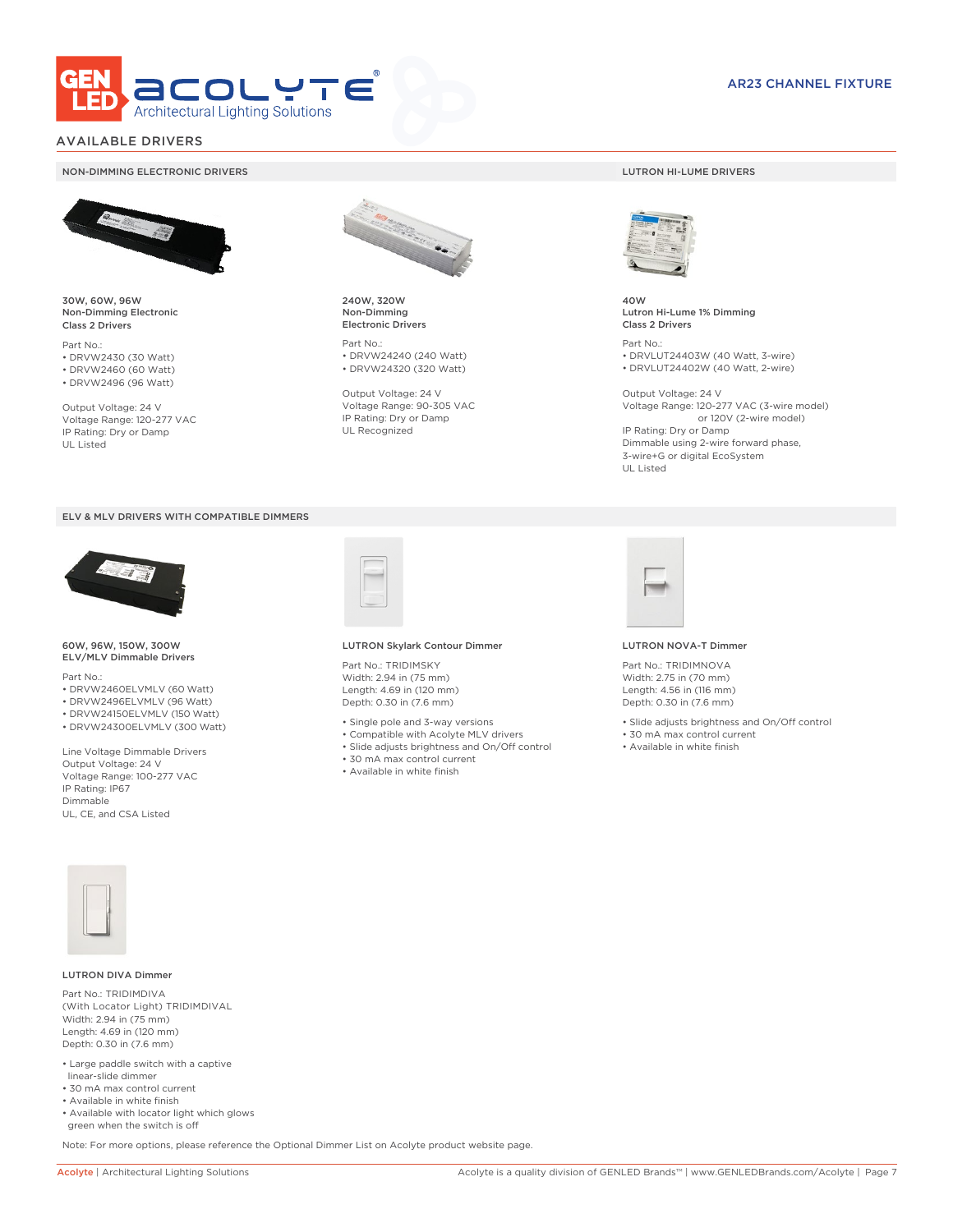AR23 CHANNEL FIXTURE

## AVAILABLE DRIVERS

### NON-DIMMING ELECTRONIC DRIVERS

**30W, 60W, 96W**
**Non-Dimming Electronic**
**Class 2 Drivers**

Part No.:
- DRVW2430 (30 Watt)
- DRVW2460 (60 Watt)
- DRVW2496 (96 Watt)

Output Voltage: 24 V
Voltage Range: 120-277 VAC
IP Rating: Dry or Damp
UL Listed

**240W, 320W**
**Non-Dimming**
**Electronic Drivers**

Part No.:
- DRVW24240 (240 Watt)
- DRVW24320 (320 Watt)

Output Voltage: 24 V
Voltage Range: 90-305 VAC
IP Rating: Dry or Damp
UL Recognized

### LUTRON HI-LUME DRIVERS

**40W**
**Lutron Hi-Lume 1% Dimming**
**Class 2 Drivers**

Part No.:
- DRVLUT24403W (40 Watt, 3-wire)
- DRVLUT24402W (40 Watt, 2-wire)

Output Voltage: 24 V
Voltage Range: 120-277 VAC (3-wire model)
or 120V (2-wire model)
IP Rating: Dry or Damp
Dimmable using 2-wire forward phase,
3-wire+G or digital EcoSystem
UL Listed

### ELV & MLV DRIVERS WITH COMPATIBLE DIMMERS

**60W, 96W, 150W, 300W**
**ELV/MLV Dimmable Drivers**

Part No.:
- DRVW2460ELVMLV (60 Watt)
- DRVW2496ELVMLV (96 Watt)
- DRVW24150ELVMLV (150 Watt)
- DRVW24300ELVMLV (300 Watt)

Line Voltage Dimmable Drivers
Output Voltage: 24 V
Voltage Range: 100-277 VAC
IP Rating: IP67
Dimmable
UL, CE, and CSA Listed

**LUTRON Skylark Contour Dimmer**

Part No.: TRIDIMSKY
Width: 2.94 in (75 mm)
Length: 4.69 in (120 mm)
Depth: 0.30 in (7.6 mm)

- Single pole and 3-way versions
- Compatible with Acolyte MLV drivers
- Slide adjusts brightness and On/Off control
- 30 mA max control current
- Available in white finish

**LUTRON NOVA-T Dimmer**

Part No.: TRIDIMNOVA
Width: 2.75 in (70 mm)
Length: 4.56 in (116 mm)
Depth: 0.30 in (7.6 mm)

- Slide adjusts brightness and On/Off control
- 30 mA max control current
- Available in white finish

**LUTRON DIVA Dimmer**

Part No.: TRIDIMDIVA
(With Locator Light) TRIDIMDIVAL
Width: 2.94 in (75 mm)
Length: 4.69 in (120 mm)
Depth: 0.30 in (7.6 mm)

- Large paddle switch with a captive linear-slide dimmer
- 30 mA max control current
- Available in white finish
- Available with locator light which glows green when the switch is off

Note: For more options, please reference the Optional Dimmer List on Acolyte product website page.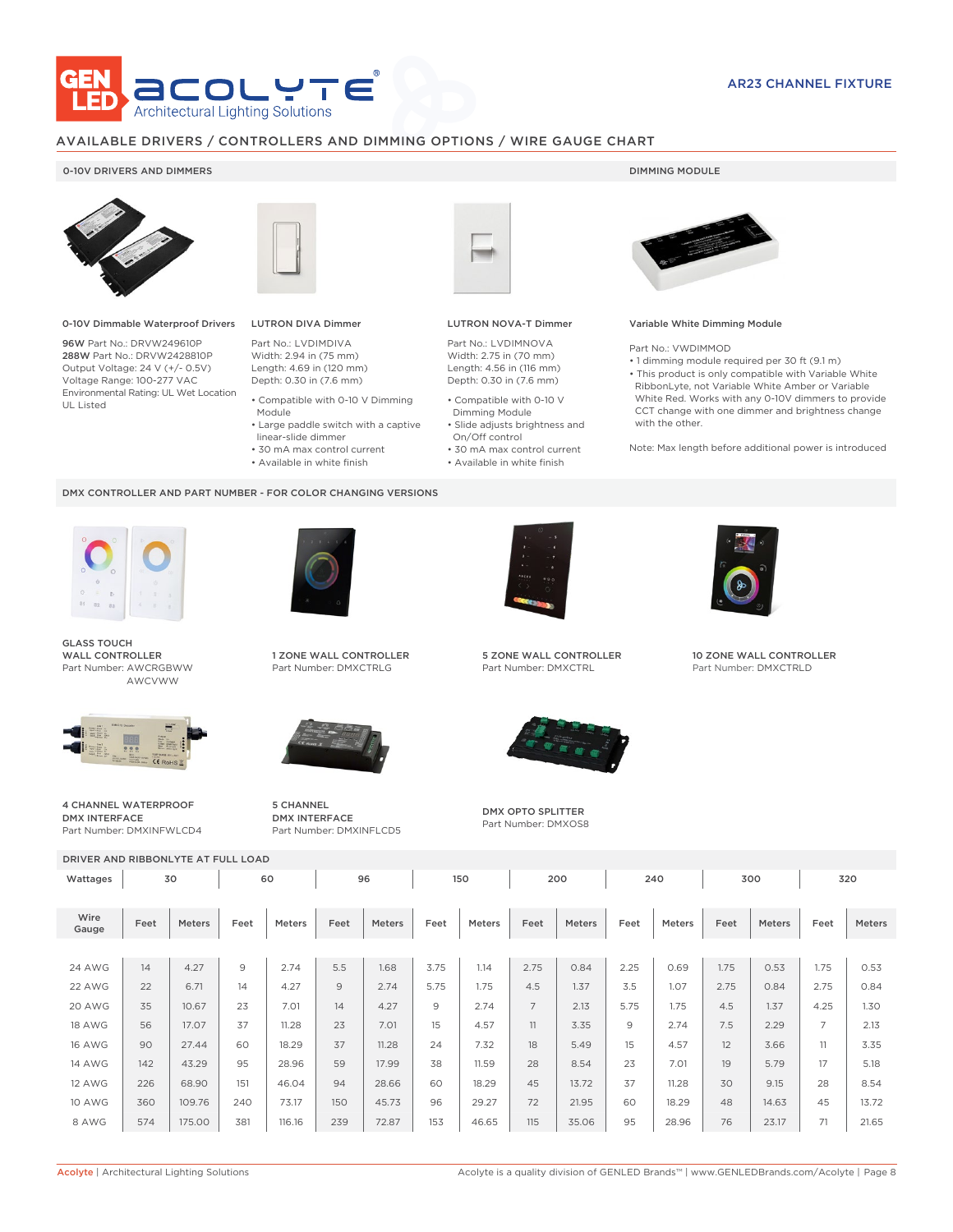AR23 CHANNEL FIXTURE

## AVAILABLE DRIVERS / CONTROLLERS AND DIMMING OPTIONS / WIRE GAUGE CHART

### 0-10V DRIVERS AND DIMMERS

**0-10V Dimmable Waterproof Drivers**

**96W** Part No.: DRVW249610P
**288W** Part No.: DRVW2428810P
Output Voltage: 24 V (+/- 0.5V)
Voltage Range: 100-277 VAC
Environmental Rating: UL Wet Location
UL Listed

**LUTRON DIVA Dimmer**

Part No.: LVDIMDIVA
Width: 2.94 in (75 mm)
Length: 4.69 in (120 mm)
Depth: 0.30 in (7.6 mm)

- Compatible with 0-10 V Dimming Module
- Large paddle switch with a captive linear-slide dimmer
- 30 mA max control current
- Available in white finish

**LUTRON NOVA-T Dimmer**

Part No.: LVDIMNOVA
Width: 2.75 in (70 mm)
Length: 4.56 in (116 mm)
Depth: 0.30 in (7.6 mm)

- Compatible with 0-10 V Dimming Module
- Slide adjusts brightness and On/Off control
- 30 mA max control current
- Available in white finish

### DIMMING MODULE

**Variable White Dimming Module**

Part No.: VWDIMMOD

- 1 dimming module required per 30 ft (9.1 m)
- This product is only compatible with Variable White RibbonLyte, not Variable White Amber or Variable White Red. Works with any 0-10V dimmers to provide CCT change with one dimmer and brightness change with the other.

Note: Max length before additional power is introduced

### DMX CONTROLLER AND PART NUMBER - FOR COLOR CHANGING VERSIONS

**GLASS TOUCH WALL CONTROLLER**
Part Number: AWCRGBWW
AWCVWW

**1 ZONE WALL CONTROLLER**
Part Number: DMXCTRLG

**5 ZONE WALL CONTROLLER**
Part Number: DMXCTRL

**10 ZONE WALL CONTROLLER**
Part Number: DMXCTRLD

**4 CHANNEL WATERPROOF DMX INTERFACE**
Part Number: DMXINFWLCD4

**5 CHANNEL DMX INTERFACE**
Part Number: DMXINFLCD5

**DMX OPTO SPLITTER**
Part Number: DMXOS8

### DRIVER AND RIBBONLYTE AT FULL LOAD

| Wattages | 30 | | 60 | | 96 | | 150 | | 200 | | 240 | | 300 | | 320 | |
|---|---|---|---|---|---|---|---|---|---|---|---|---|---|---|---|---|
| Wire Gauge | Feet | Meters | Feet | Meters | Feet | Meters | Feet | Meters | Feet | Meters | Feet | Meters | Feet | Meters | Feet | Meters |
| 24 AWG | 14 | 4.27 | 9 | 2.74 | 5.5 | 1.68 | 3.75 | 1.14 | 2.75 | 0.84 | 2.25 | 0.69 | 1.75 | 0.53 | 1.75 | 0.53 |
| 22 AWG | 22 | 6.71 | 14 | 4.27 | 9 | 2.74 | 5.75 | 1.75 | 4.5 | 1.37 | 3.5 | 1.07 | 2.75 | 0.84 | 2.75 | 0.84 |
| 20 AWG | 35 | 10.67 | 23 | 7.01 | 14 | 4.27 | 9 | 2.74 | 7 | 2.13 | 5.75 | 1.75 | 4.5 | 1.37 | 4.25 | 1.30 |
| 18 AWG | 56 | 17.07 | 37 | 11.28 | 23 | 7.01 | 15 | 4.57 | 11 | 3.35 | 9 | 2.74 | 7.5 | 2.29 | 7 | 2.13 |
| 16 AWG | 90 | 27.44 | 60 | 18.29 | 37 | 11.28 | 24 | 7.32 | 18 | 5.49 | 15 | 4.57 | 12 | 3.66 | 11 | 3.35 |
| 14 AWG | 142 | 43.29 | 95 | 28.96 | 59 | 17.99 | 38 | 11.59 | 28 | 8.54 | 23 | 7.01 | 19 | 5.79 | 17 | 5.18 |
| 12 AWG | 226 | 68.90 | 151 | 46.04 | 94 | 28.66 | 60 | 18.29 | 45 | 13.72 | 37 | 11.28 | 30 | 9.15 | 28 | 8.54 |
| 10 AWG | 360 | 109.76 | 240 | 73.17 | 150 | 45.73 | 96 | 29.27 | 72 | 21.95 | 60 | 18.29 | 48 | 14.63 | 45 | 13.72 |
| 8 AWG | 574 | 175.00 | 381 | 116.16 | 239 | 72.87 | 153 | 46.65 | 115 | 35.06 | 95 | 28.96 | 76 | 23.17 | 71 | 21.65 |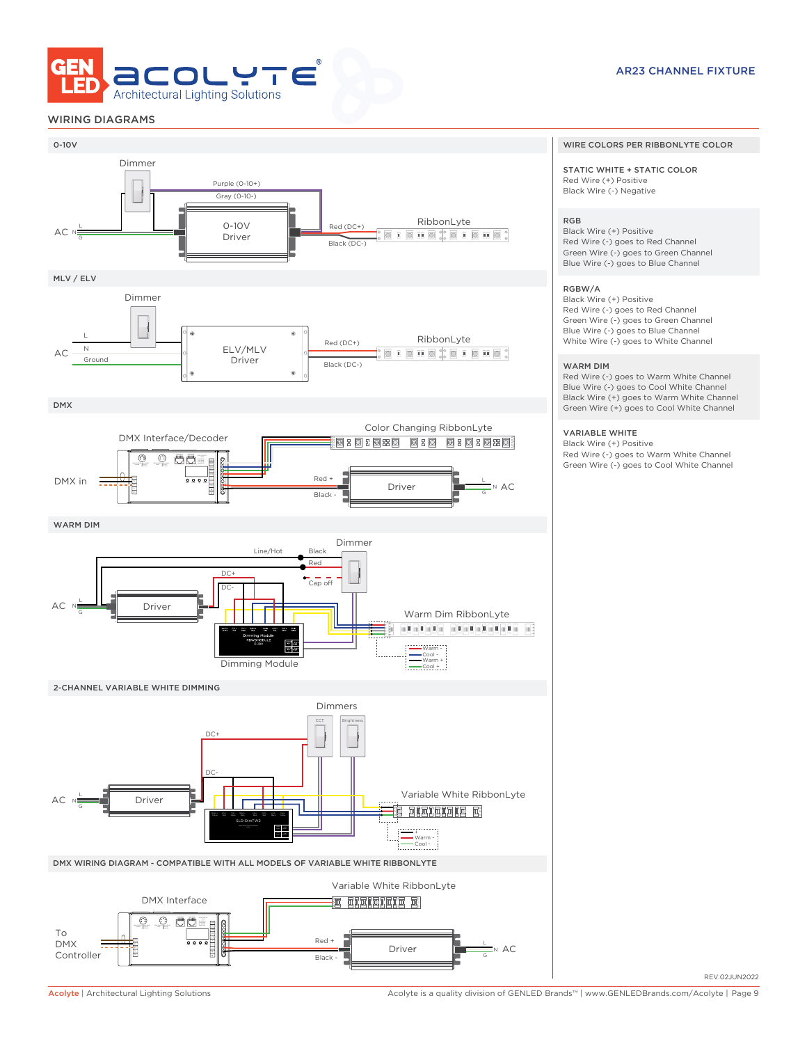AR23 CHANNEL FIXTURE

## WIRING DIAGRAMS

### 0-10V

Dimmer

Purple (0-10+)

Gray (0-10-)

AC L N G

0-10V Driver

Red (DC+)

Black (DC-)

RibbonLyte

### MLV / ELV

Dimmer

AC L N Ground

ELV/MLV Driver

Red (DC+)

Black (DC-)

RibbonLyte

### DMX

Color Changing RibbonLyte

DMX Interface/Decoder

DMX in

Red +

Black -

Driver

L N AC G

### WARM DIM

Dimmer

Line/Hot

Black

Red

Cap off

DC+

DC-

AC L N G

Driver

Warm Dim RibbonLyte

Dimming Module

Warm -
Cool -
Warm +
Cool +

### 2-CHANNEL VARIABLE WHITE DIMMING

Dimmers

CCT

Brightness

DC+

DC-

AC L N G

Driver

Variable White RibbonLyte

Warm -
Cool -

### DMX WIRING DIAGRAM - COMPATIBLE WITH ALL MODELS OF VARIABLE WHITE RIBBONLYTE

Variable White RibbonLyte

DMX Interface

To DMX Controller

Red +

Black -

Driver

L N AC G

## WIRE COLORS PER RIBBONLYTE COLOR

**STATIC WHITE + STATIC COLOR**
Red Wire (+) Positive
Black Wire (-) Negative

**RGB**
Black Wire (+) Positive
Red Wire (-) goes to Red Channel
Green Wire (-) goes to Green Channel
Blue Wire (-) goes to Blue Channel

**RGBW/A**
Black Wire (+) Positive
Red Wire (-) goes to Red Channel
Green Wire (-) goes to Green Channel
Blue Wire (-) goes to Blue Channel
White Wire (-) goes to White Channel

**WARM DIM**
Red Wire (-) goes to Warm White Channel
Blue Wire (-) goes to Cool White Channel
Black Wire (+) goes to Warm White Channel
Green Wire (+) goes to Cool White Channel

**VARIABLE WHITE**
Black Wire (+) Positive
Red Wire (-) goes to Warm White Channel
Green Wire (-) goes to Cool White Channel

REV.02JUN2022